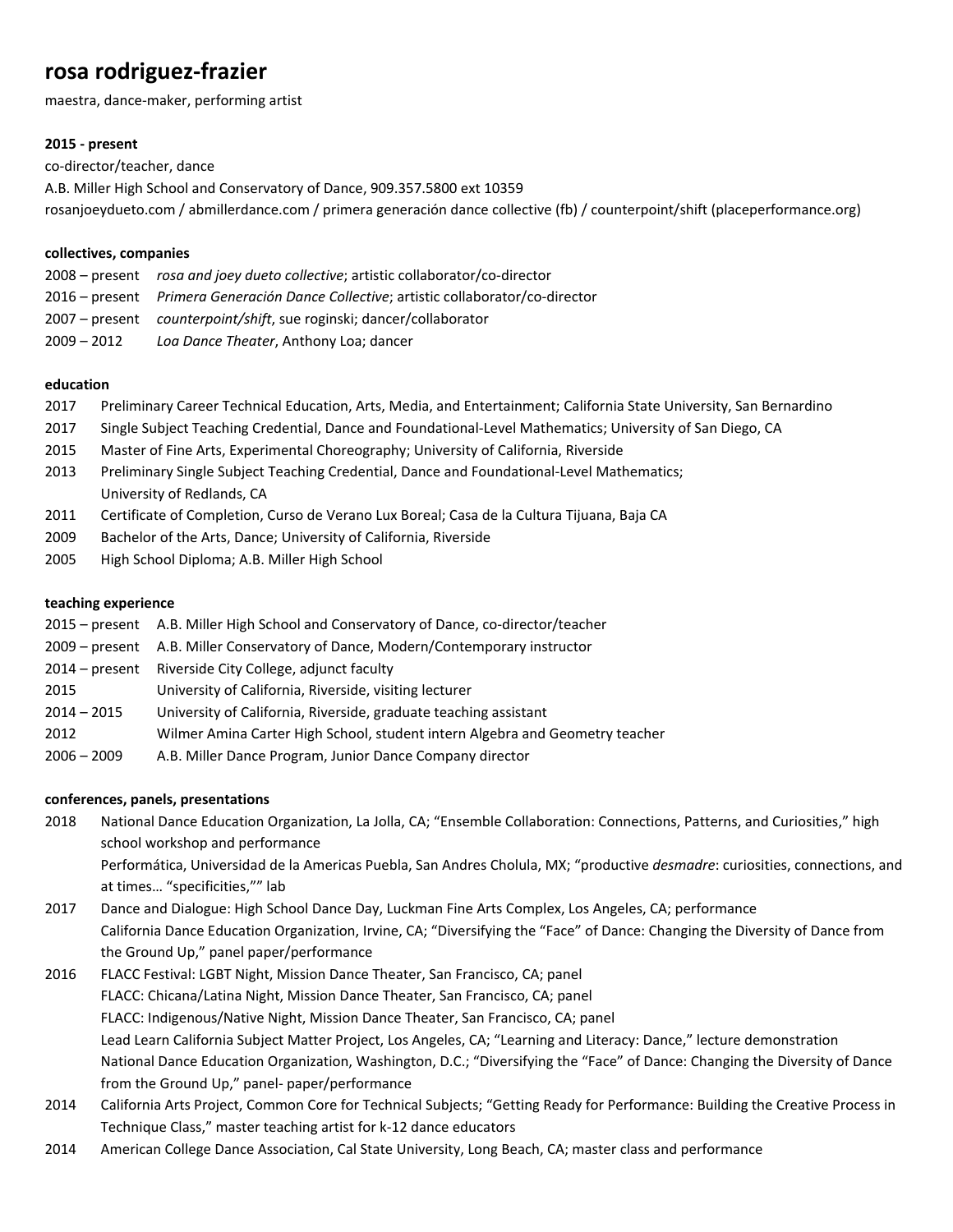# rosa rodriguez-frazier

maestra, dance-maker, performing artist

**2015 - present**

co-director/teacher, dance
A.B. Miller High School and Conservatory of Dance, 909.357.5800 ext 10359
rosanjoeydueto.com / abmillerdance.com / primera generación dance collective (fb) / counterpoint/shift (placeperformance.org)

**collectives, companies**

2008 – present *rosa and joey dueto collective*; artistic collaborator/co-director
2016 – present *Primera Generación Dance Collective*; artistic collaborator/co-director
2007 – present *counterpoint/shift*, sue roginski; dancer/collaborator
2009 – 2012 *Loa Dance Theater*, Anthony Loa; dancer

**education**

2017 Preliminary Career Technical Education, Arts, Media, and Entertainment; California State University, San Bernardino
2017 Single Subject Teaching Credential, Dance and Foundational-Level Mathematics; University of San Diego, CA
2015 Master of Fine Arts, Experimental Choreography; University of California, Riverside
2013 Preliminary Single Subject Teaching Credential, Dance and Foundational-Level Mathematics; University of Redlands, CA
2011 Certificate of Completion, Curso de Verano Lux Boreal; Casa de la Cultura Tijuana, Baja CA
2009 Bachelor of the Arts, Dance; University of California, Riverside
2005 High School Diploma; A.B. Miller High School

**teaching experience**

2015 – present A.B. Miller High School and Conservatory of Dance, co-director/teacher
2009 – present A.B. Miller Conservatory of Dance, Modern/Contemporary instructor
2014 – present Riverside City College, adjunct faculty
2015 University of California, Riverside, visiting lecturer
2014 – 2015 University of California, Riverside, graduate teaching assistant
2012 Wilmer Amina Carter High School, student intern Algebra and Geometry teacher
2006 – 2009 A.B. Miller Dance Program, Junior Dance Company director

**conferences, panels, presentations**

2018 National Dance Education Organization, La Jolla, CA; "Ensemble Collaboration: Connections, Patterns, and Curiosities," high school workshop and performance
Performática, Universidad de la Americas Puebla, San Andres Cholula, MX; "productive *desmadre*: curiosities, connections, and at times… "specificities,"" lab

2017 Dance and Dialogue: High School Dance Day, Luckman Fine Arts Complex, Los Angeles, CA; performance
California Dance Education Organization, Irvine, CA; "Diversifying the "Face" of Dance: Changing the Diversity of Dance from the Ground Up," panel paper/performance

2016 FLACC Festival: LGBT Night, Mission Dance Theater, San Francisco, CA; panel
FLACC: Chicana/Latina Night, Mission Dance Theater, San Francisco, CA; panel
FLACC: Indigenous/Native Night, Mission Dance Theater, San Francisco, CA; panel
Lead Learn California Subject Matter Project, Los Angeles, CA; "Learning and Literacy: Dance," lecture demonstration
National Dance Education Organization, Washington, D.C.; "Diversifying the "Face" of Dance: Changing the Diversity of Dance from the Ground Up," panel- paper/performance

2014 California Arts Project, Common Core for Technical Subjects; "Getting Ready for Performance: Building the Creative Process in Technique Class," master teaching artist for k-12 dance educators

2014 American College Dance Association, Cal State University, Long Beach, CA; master class and performance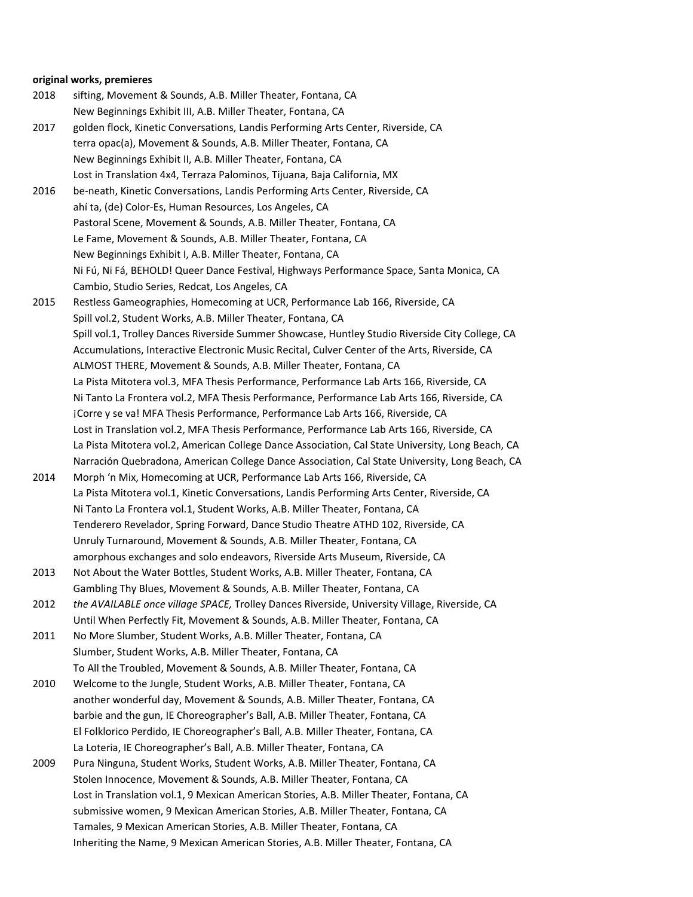**original works, premieres**

2018 sifting, Movement & Sounds, A.B. Miller Theater, Fontana, CA
New Beginnings Exhibit III, A.B. Miller Theater, Fontana, CA

2017 golden flock, Kinetic Conversations, Landis Performing Arts Center, Riverside, CA
terra opac(a), Movement & Sounds, A.B. Miller Theater, Fontana, CA
New Beginnings Exhibit II, A.B. Miller Theater, Fontana, CA
Lost in Translation 4x4, Terraza Palominos, Tijuana, Baja California, MX

2016 be-neath, Kinetic Conversations, Landis Performing Arts Center, Riverside, CA
ahí ta, (de) Color-Es, Human Resources, Los Angeles, CA
Pastoral Scene, Movement & Sounds, A.B. Miller Theater, Fontana, CA
Le Fame, Movement & Sounds, A.B. Miller Theater, Fontana, CA
New Beginnings Exhibit I, A.B. Miller Theater, Fontana, CA
Ni Fú, Ni Fá, BEHOLD! Queer Dance Festival, Highways Performance Space, Santa Monica, CA
Cambio, Studio Series, Redcat, Los Angeles, CA

2015 Restless Gameographies, Homecoming at UCR, Performance Lab 166, Riverside, CA
Spill vol.2, Student Works, A.B. Miller Theater, Fontana, CA
Spill vol.1, Trolley Dances Riverside Summer Showcase, Huntley Studio Riverside City College, CA
Accumulations, Interactive Electronic Music Recital, Culver Center of the Arts, Riverside, CA
ALMOST THERE, Movement & Sounds, A.B. Miller Theater, Fontana, CA
La Pista Mitotera vol.3, MFA Thesis Performance, Performance Lab Arts 166, Riverside, CA
Ni Tanto La Frontera vol.2, MFA Thesis Performance, Performance Lab Arts 166, Riverside, CA
¡Corre y se va! MFA Thesis Performance, Performance Lab Arts 166, Riverside, CA
Lost in Translation vol.2, MFA Thesis Performance, Performance Lab Arts 166, Riverside, CA
La Pista Mitotera vol.2, American College Dance Association, Cal State University, Long Beach, CA
Narración Quebradona, American College Dance Association, Cal State University, Long Beach, CA

2014 Morph 'n Mix, Homecoming at UCR, Performance Lab Arts 166, Riverside, CA
La Pista Mitotera vol.1, Kinetic Conversations, Landis Performing Arts Center, Riverside, CA
Ni Tanto La Frontera vol.1, Student Works, A.B. Miller Theater, Fontana, CA
Tenderero Revelador, Spring Forward, Dance Studio Theatre ATHD 102, Riverside, CA
Unruly Turnaround, Movement & Sounds, A.B. Miller Theater, Fontana, CA
amorphous exchanges and solo endeavors, Riverside Arts Museum, Riverside, CA

2013 Not About the Water Bottles, Student Works, A.B. Miller Theater, Fontana, CA
Gambling Thy Blues, Movement & Sounds, A.B. Miller Theater, Fontana, CA

2012 *the AVAILABLE once village SPACE,* Trolley Dances Riverside, University Village, Riverside, CA
Until When Perfectly Fit, Movement & Sounds, A.B. Miller Theater, Fontana, CA

2011 No More Slumber, Student Works, A.B. Miller Theater, Fontana, CA
Slumber, Student Works, A.B. Miller Theater, Fontana, CA
To All the Troubled, Movement & Sounds, A.B. Miller Theater, Fontana, CA

2010 Welcome to the Jungle, Student Works, A.B. Miller Theater, Fontana, CA
another wonderful day, Movement & Sounds, A.B. Miller Theater, Fontana, CA
barbie and the gun, IE Choreographer's Ball, A.B. Miller Theater, Fontana, CA
El Folklorico Perdido, IE Choreographer's Ball, A.B. Miller Theater, Fontana, CA
La Loteria, IE Choreographer's Ball, A.B. Miller Theater, Fontana, CA

2009 Pura Ninguna, Student Works, Student Works, A.B. Miller Theater, Fontana, CA
Stolen Innocence, Movement & Sounds, A.B. Miller Theater, Fontana, CA
Lost in Translation vol.1, 9 Mexican American Stories, A.B. Miller Theater, Fontana, CA
submissive women, 9 Mexican American Stories, A.B. Miller Theater, Fontana, CA
Tamales, 9 Mexican American Stories, A.B. Miller Theater, Fontana, CA
Inheriting the Name, 9 Mexican American Stories, A.B. Miller Theater, Fontana, CA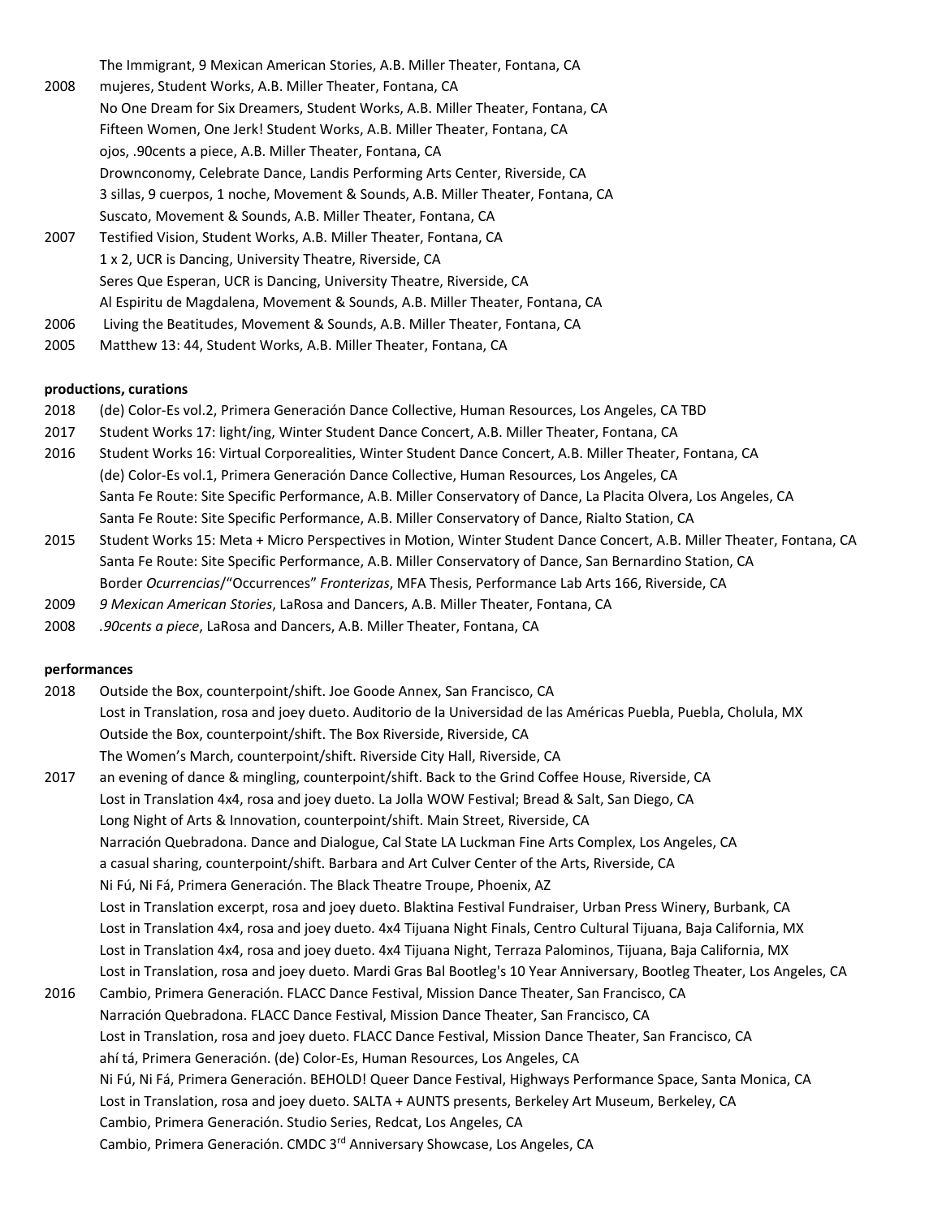The Immigrant, 9 Mexican American Stories, A.B. Miller Theater, Fontana, CA

2008 mujeres, Student Works, A.B. Miller Theater, Fontana, CA
No One Dream for Six Dreamers, Student Works, A.B. Miller Theater, Fontana, CA
Fifteen Women, One Jerk! Student Works, A.B. Miller Theater, Fontana, CA
ojos, .90cents a piece, A.B. Miller Theater, Fontana, CA
Drownconomy, Celebrate Dance, Landis Performing Arts Center, Riverside, CA
3 sillas, 9 cuerpos, 1 noche, Movement & Sounds, A.B. Miller Theater, Fontana, CA
Suscato, Movement & Sounds, A.B. Miller Theater, Fontana, CA

2007 Testified Vision, Student Works, A.B. Miller Theater, Fontana, CA
1 x 2, UCR is Dancing, University Theatre, Riverside, CA
Seres Que Esperan, UCR is Dancing, University Theatre, Riverside, CA
Al Espiritu de Magdalena, Movement & Sounds, A.B. Miller Theater, Fontana, CA

2006 Living the Beatitudes, Movement & Sounds, A.B. Miller Theater, Fontana, CA

2005 Matthew 13: 44, Student Works, A.B. Miller Theater, Fontana, CA

**productions, curations**

2018 (de) Color-Es vol.2, Primera Generación Dance Collective, Human Resources, Los Angeles, CA TBD

2017 Student Works 17: light/ing, Winter Student Dance Concert, A.B. Miller Theater, Fontana, CA

2016 Student Works 16: Virtual Corporealities, Winter Student Dance Concert, A.B. Miller Theater, Fontana, CA
(de) Color-Es vol.1, Primera Generación Dance Collective, Human Resources, Los Angeles, CA
Santa Fe Route: Site Specific Performance, A.B. Miller Conservatory of Dance, La Placita Olvera, Los Angeles, CA
Santa Fe Route: Site Specific Performance, A.B. Miller Conservatory of Dance, Rialto Station, CA

2015 Student Works 15: Meta + Micro Perspectives in Motion, Winter Student Dance Concert, A.B. Miller Theater, Fontana, CA
Santa Fe Route: Site Specific Performance, A.B. Miller Conservatory of Dance, San Bernardino Station, CA
Border *Ocurrencias*/"Occurrences" *Fronterizas*, MFA Thesis, Performance Lab Arts 166, Riverside, CA

2009 *9 Mexican American Stories*, LaRosa and Dancers, A.B. Miller Theater, Fontana, CA

2008 *.90cents a piece*, LaRosa and Dancers, A.B. Miller Theater, Fontana, CA

**performances**

2018 Outside the Box, counterpoint/shift. Joe Goode Annex, San Francisco, CA
Lost in Translation, rosa and joey dueto. Auditorio de la Universidad de las Américas Puebla, Puebla, Cholula, MX
Outside the Box, counterpoint/shift. The Box Riverside, Riverside, CA
The Women's March, counterpoint/shift. Riverside City Hall, Riverside, CA

2017 an evening of dance & mingling, counterpoint/shift. Back to the Grind Coffee House, Riverside, CA
Lost in Translation 4x4, rosa and joey dueto. La Jolla WOW Festival; Bread & Salt, San Diego, CA
Long Night of Arts & Innovation, counterpoint/shift. Main Street, Riverside, CA
Narración Quebradona. Dance and Dialogue, Cal State LA Luckman Fine Arts Complex, Los Angeles, CA
a casual sharing, counterpoint/shift. Barbara and Art Culver Center of the Arts, Riverside, CA
Ni Fú, Ni Fá, Primera Generación. The Black Theatre Troupe, Phoenix, AZ
Lost in Translation excerpt, rosa and joey dueto. Blaktina Festival Fundraiser, Urban Press Winery, Burbank, CA
Lost in Translation 4x4, rosa and joey dueto. 4x4 Tijuana Night Finals, Centro Cultural Tijuana, Baja California, MX
Lost in Translation 4x4, rosa and joey dueto. 4x4 Tijuana Night, Terraza Palominos, Tijuana, Baja California, MX
Lost in Translation, rosa and joey dueto. Mardi Gras Bal Bootleg's 10 Year Anniversary, Bootleg Theater, Los Angeles, CA

2016 Cambio, Primera Generación. FLACC Dance Festival, Mission Dance Theater, San Francisco, CA
Narración Quebradona. FLACC Dance Festival, Mission Dance Theater, San Francisco, CA
Lost in Translation, rosa and joey dueto. FLACC Dance Festival, Mission Dance Theater, San Francisco, CA
ahí tá, Primera Generación. (de) Color-Es, Human Resources, Los Angeles, CA
Ni Fú, Ni Fá, Primera Generación. BEHOLD! Queer Dance Festival, Highways Performance Space, Santa Monica, CA
Lost in Translation, rosa and joey dueto. SALTA + AUNTS presents, Berkeley Art Museum, Berkeley, CA
Cambio, Primera Generación. Studio Series, Redcat, Los Angeles, CA
Cambio, Primera Generación. CMDC 3rd Anniversary Showcase, Los Angeles, CA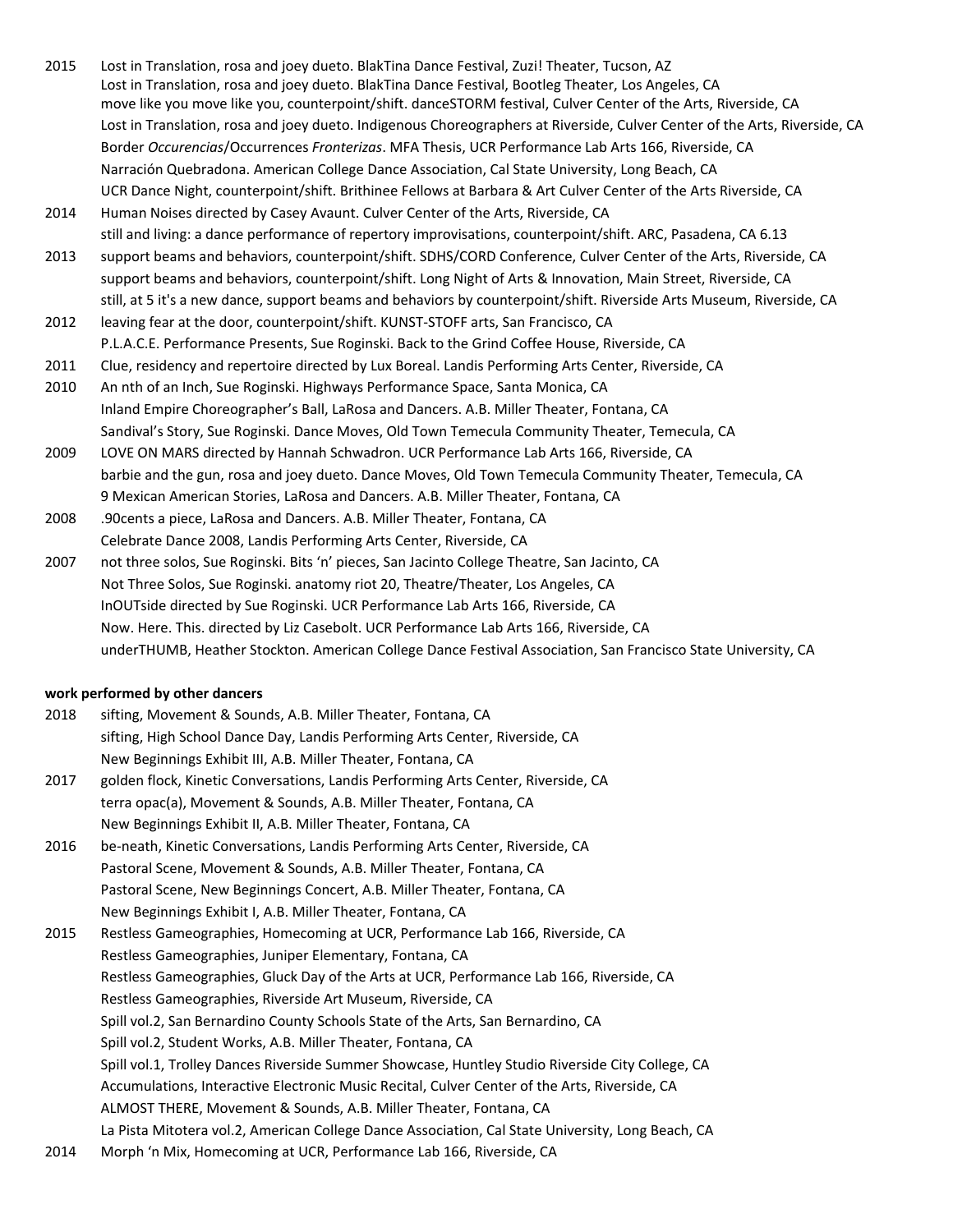2015 Lost in Translation, rosa and joey dueto. BlakTina Dance Festival, Zuzi! Theater, Tucson, AZ
Lost in Translation, rosa and joey dueto. BlakTina Dance Festival, Bootleg Theater, Los Angeles, CA
move like you move like you, counterpoint/shift. danceSTORM festival, Culver Center of the Arts, Riverside, CA
Lost in Translation, rosa and joey dueto. Indigenous Choreographers at Riverside, Culver Center of the Arts, Riverside, CA
Border *Occurencias*/Occurrences *Fronterizas*. MFA Thesis, UCR Performance Lab Arts 166, Riverside, CA
Narración Quebradona. American College Dance Association, Cal State University, Long Beach, CA
UCR Dance Night, counterpoint/shift. Brithinee Fellows at Barbara & Art Culver Center of the Arts Riverside, CA

2014 Human Noises directed by Casey Avaunt. Culver Center of the Arts, Riverside, CA
still and living: a dance performance of repertory improvisations, counterpoint/shift. ARC, Pasadena, CA 6.13

2013 support beams and behaviors, counterpoint/shift. SDHS/CORD Conference, Culver Center of the Arts, Riverside, CA
support beams and behaviors, counterpoint/shift. Long Night of Arts & Innovation, Main Street, Riverside, CA
still, at 5 it's a new dance, support beams and behaviors by counterpoint/shift. Riverside Arts Museum, Riverside, CA

2012 leaving fear at the door, counterpoint/shift. KUNST-STOFF arts, San Francisco, CA
P.L.A.C.E. Performance Presents, Sue Roginski. Back to the Grind Coffee House, Riverside, CA

2011 Clue, residency and repertoire directed by Lux Boreal. Landis Performing Arts Center, Riverside, CA

2010 An nth of an Inch, Sue Roginski. Highways Performance Space, Santa Monica, CA
Inland Empire Choreographer's Ball, LaRosa and Dancers. A.B. Miller Theater, Fontana, CA
Sandival's Story, Sue Roginski. Dance Moves, Old Town Temecula Community Theater, Temecula, CA

2009 LOVE ON MARS directed by Hannah Schwadron. UCR Performance Lab Arts 166, Riverside, CA
barbie and the gun, rosa and joey dueto. Dance Moves, Old Town Temecula Community Theater, Temecula, CA
9 Mexican American Stories, LaRosa and Dancers. A.B. Miller Theater, Fontana, CA

2008 .90cents a piece, LaRosa and Dancers. A.B. Miller Theater, Fontana, CA
Celebrate Dance 2008, Landis Performing Arts Center, Riverside, CA

2007 not three solos, Sue Roginski. Bits 'n' pieces, San Jacinto College Theatre, San Jacinto, CA
Not Three Solos, Sue Roginski. anatomy riot 20, Theatre/Theater, Los Angeles, CA
InOUTside directed by Sue Roginski. UCR Performance Lab Arts 166, Riverside, CA
Now. Here. This. directed by Liz Casebolt. UCR Performance Lab Arts 166, Riverside, CA
underTHUMB, Heather Stockton. American College Dance Festival Association, San Francisco State University, CA

**work performed by other dancers**

2018 sifting, Movement & Sounds, A.B. Miller Theater, Fontana, CA
sifting, High School Dance Day, Landis Performing Arts Center, Riverside, CA
New Beginnings Exhibit III, A.B. Miller Theater, Fontana, CA

2017 golden flock, Kinetic Conversations, Landis Performing Arts Center, Riverside, CA
terra opac(a), Movement & Sounds, A.B. Miller Theater, Fontana, CA
New Beginnings Exhibit II, A.B. Miller Theater, Fontana, CA

2016 be-neath, Kinetic Conversations, Landis Performing Arts Center, Riverside, CA
Pastoral Scene, Movement & Sounds, A.B. Miller Theater, Fontana, CA
Pastoral Scene, New Beginnings Concert, A.B. Miller Theater, Fontana, CA
New Beginnings Exhibit I, A.B. Miller Theater, Fontana, CA

2015 Restless Gameographies, Homecoming at UCR, Performance Lab 166, Riverside, CA
Restless Gameographies, Juniper Elementary, Fontana, CA
Restless Gameographies, Gluck Day of the Arts at UCR, Performance Lab 166, Riverside, CA
Restless Gameographies, Riverside Art Museum, Riverside, CA
Spill vol.2, San Bernardino County Schools State of the Arts, San Bernardino, CA
Spill vol.2, Student Works, A.B. Miller Theater, Fontana, CA
Spill vol.1, Trolley Dances Riverside Summer Showcase, Huntley Studio Riverside City College, CA
Accumulations, Interactive Electronic Music Recital, Culver Center of the Arts, Riverside, CA
ALMOST THERE, Movement & Sounds, A.B. Miller Theater, Fontana, CA
La Pista Mitotera vol.2, American College Dance Association, Cal State University, Long Beach, CA

2014 Morph 'n Mix, Homecoming at UCR, Performance Lab 166, Riverside, CA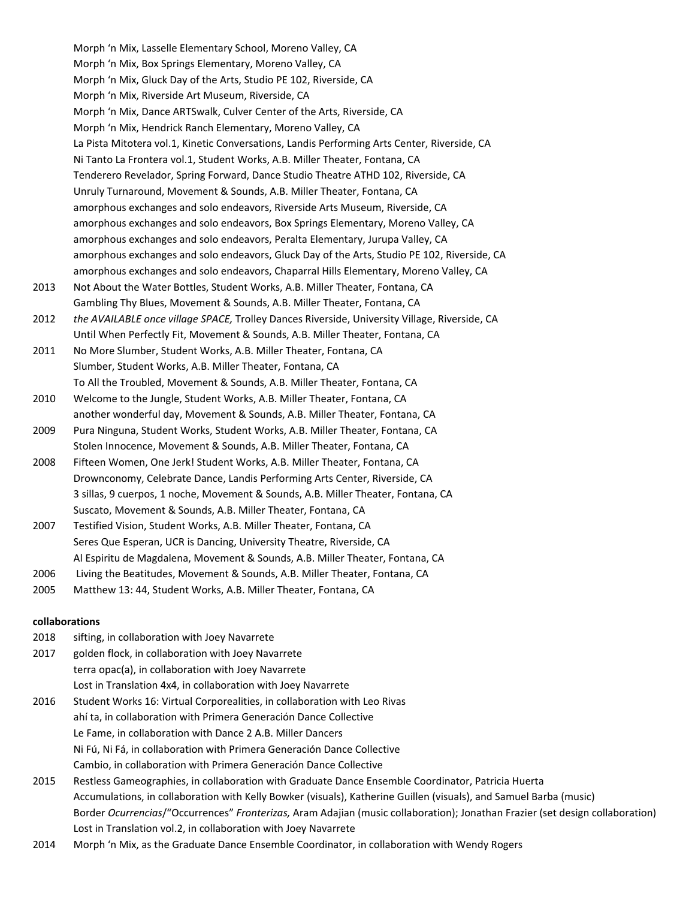Morph 'n Mix, Lasselle Elementary School, Moreno Valley, CA
Morph 'n Mix, Box Springs Elementary, Moreno Valley, CA
Morph 'n Mix, Gluck Day of the Arts, Studio PE 102, Riverside, CA
Morph 'n Mix, Riverside Art Museum, Riverside, CA
Morph 'n Mix, Dance ARTSwalk, Culver Center of the Arts, Riverside, CA
Morph 'n Mix, Hendrick Ranch Elementary, Moreno Valley, CA
La Pista Mitotera vol.1, Kinetic Conversations, Landis Performing Arts Center, Riverside, CA
Ni Tanto La Frontera vol.1, Student Works, A.B. Miller Theater, Fontana, CA
Tenderero Revelador, Spring Forward, Dance Studio Theatre ATHD 102, Riverside, CA
Unruly Turnaround, Movement & Sounds, A.B. Miller Theater, Fontana, CA
amorphous exchanges and solo endeavors, Riverside Arts Museum, Riverside, CA
amorphous exchanges and solo endeavors, Box Springs Elementary, Moreno Valley, CA
amorphous exchanges and solo endeavors, Peralta Elementary, Jurupa Valley, CA
amorphous exchanges and solo endeavors, Gluck Day of the Arts, Studio PE 102, Riverside, CA
amorphous exchanges and solo endeavors, Chaparral Hills Elementary, Moreno Valley, CA

2013 Not About the Water Bottles, Student Works, A.B. Miller Theater, Fontana, CA
Gambling Thy Blues, Movement & Sounds, A.B. Miller Theater, Fontana, CA

2012 *the AVAILABLE once village SPACE,* Trolley Dances Riverside, University Village, Riverside, CA
Until When Perfectly Fit, Movement & Sounds, A.B. Miller Theater, Fontana, CA

2011 No More Slumber, Student Works, A.B. Miller Theater, Fontana, CA
Slumber, Student Works, A.B. Miller Theater, Fontana, CA
To All the Troubled, Movement & Sounds, A.B. Miller Theater, Fontana, CA

2010 Welcome to the Jungle, Student Works, A.B. Miller Theater, Fontana, CA
another wonderful day, Movement & Sounds, A.B. Miller Theater, Fontana, CA

2009 Pura Ninguna, Student Works, Student Works, A.B. Miller Theater, Fontana, CA
Stolen Innocence, Movement & Sounds, A.B. Miller Theater, Fontana, CA

2008 Fifteen Women, One Jerk! Student Works, A.B. Miller Theater, Fontana, CA
Drownconomy, Celebrate Dance, Landis Performing Arts Center, Riverside, CA
3 sillas, 9 cuerpos, 1 noche, Movement & Sounds, A.B. Miller Theater, Fontana, CA
Suscato, Movement & Sounds, A.B. Miller Theater, Fontana, CA

2007 Testified Vision, Student Works, A.B. Miller Theater, Fontana, CA
Seres Que Esperan, UCR is Dancing, University Theatre, Riverside, CA
Al Espiritu de Magdalena, Movement & Sounds, A.B. Miller Theater, Fontana, CA

2006 Living the Beatitudes, Movement & Sounds, A.B. Miller Theater, Fontana, CA

2005 Matthew 13: 44, Student Works, A.B. Miller Theater, Fontana, CA

**collaborations**

2018 sifting, in collaboration with Joey Navarrete

2017 golden flock, in collaboration with Joey Navarrete
terra opac(a), in collaboration with Joey Navarrete
Lost in Translation 4x4, in collaboration with Joey Navarrete

2016 Student Works 16: Virtual Corporealities, in collaboration with Leo Rivas
ahí ta, in collaboration with Primera Generación Dance Collective
Le Fame, in collaboration with Dance 2 A.B. Miller Dancers
Ni Fú, Ni Fá, in collaboration with Primera Generación Dance Collective
Cambio, in collaboration with Primera Generación Dance Collective

2015 Restless Gameographies, in collaboration with Graduate Dance Ensemble Coordinator, Patricia Huerta
Accumulations, in collaboration with Kelly Bowker (visuals), Katherine Guillen (visuals), and Samuel Barba (music)
Border *Ocurrencias*/"Occurrences" *Fronterizas,* Aram Adajian (music collaboration); Jonathan Frazier (set design collaboration)
Lost in Translation vol.2, in collaboration with Joey Navarrete

2014 Morph 'n Mix, as the Graduate Dance Ensemble Coordinator, in collaboration with Wendy Rogers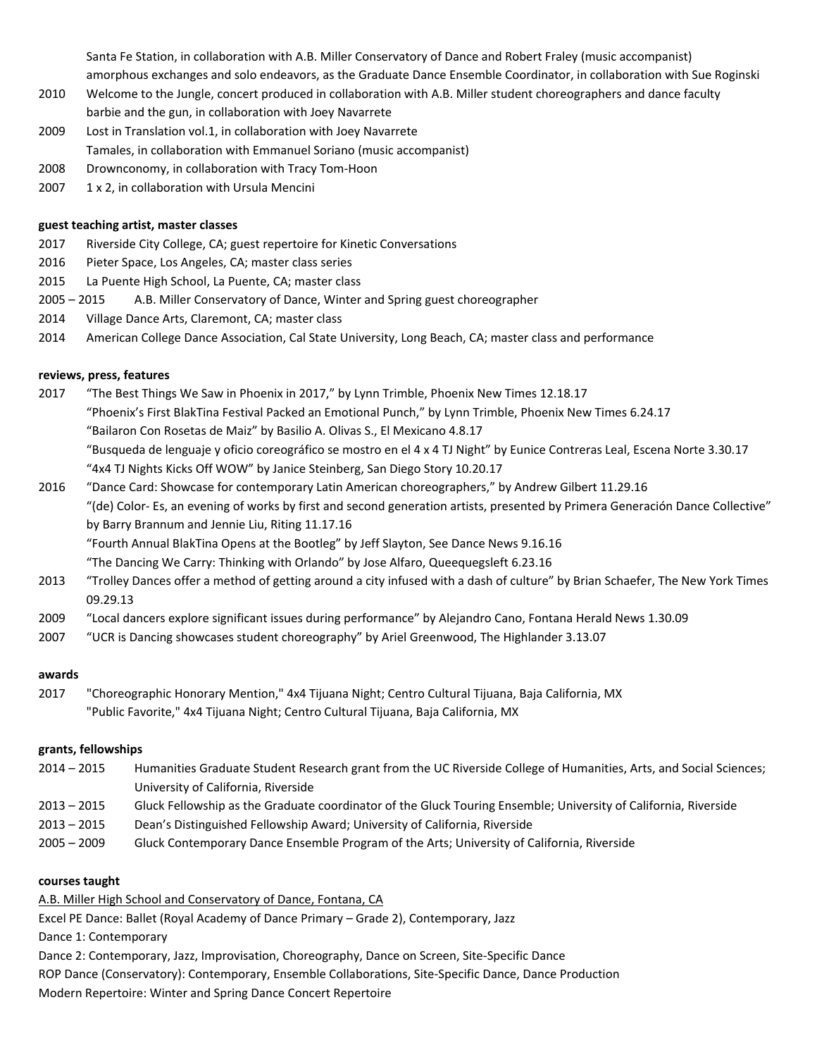Santa Fe Station, in collaboration with A.B. Miller Conservatory of Dance and Robert Fraley (music accompanist)
amorphous exchanges and solo endeavors, as the Graduate Dance Ensemble Coordinator, in collaboration with Sue Roginski

2010 Welcome to the Jungle, concert produced in collaboration with A.B. Miller student choreographers and dance faculty
barbie and the gun, in collaboration with Joey Navarrete

2009 Lost in Translation vol.1, in collaboration with Joey Navarrete
Tamales, in collaboration with Emmanuel Soriano (music accompanist)

2008 Drownconomy, in collaboration with Tracy Tom-Hoon

2007 1 x 2, in collaboration with Ursula Mencini

**guest teaching artist, master classes**

2017 Riverside City College, CA; guest repertoire for Kinetic Conversations

2016 Pieter Space, Los Angeles, CA; master class series

2015 La Puente High School, La Puente, CA; master class

2005 – 2015 A.B. Miller Conservatory of Dance, Winter and Spring guest choreographer

2014 Village Dance Arts, Claremont, CA; master class

2014 American College Dance Association, Cal State University, Long Beach, CA; master class and performance

**reviews, press, features**

2017 "The Best Things We Saw in Phoenix in 2017," by Lynn Trimble, Phoenix New Times 12.18.17
"Phoenix's First BlakTina Festival Packed an Emotional Punch," by Lynn Trimble, Phoenix New Times 6.24.17
"Bailaron Con Rosetas de Maiz" by Basilio A. Olivas S., El Mexicano 4.8.17
"Busqueda de lenguaje y oficio coreográfico se mostro en el 4 x 4 TJ Night" by Eunice Contreras Leal, Escena Norte 3.30.17
"4x4 TJ Nights Kicks Off WOW" by Janice Steinberg, San Diego Story 10.20.17

2016 "Dance Card: Showcase for contemporary Latin American choreographers," by Andrew Gilbert 11.29.16
"(de) Color- Es, an evening of works by first and second generation artists, presented by Primera Generación Dance Collective" by Barry Brannum and Jennie Liu, Riting 11.17.16
"Fourth Annual BlakTina Opens at the Bootleg" by Jeff Slayton, See Dance News 9.16.16
"The Dancing We Carry: Thinking with Orlando" by Jose Alfaro, Queequegsleft 6.23.16

2013 "Trolley Dances offer a method of getting around a city infused with a dash of culture" by Brian Schaefer, The New York Times 09.29.13

2009 "Local dancers explore significant issues during performance" by Alejandro Cano, Fontana Herald News 1.30.09

2007 "UCR is Dancing showcases student choreography" by Ariel Greenwood, The Highlander 3.13.07

**awards**

2017 "Choreographic Honorary Mention," 4x4 Tijuana Night; Centro Cultural Tijuana, Baja California, MX
"Public Favorite," 4x4 Tijuana Night; Centro Cultural Tijuana, Baja California, MX

**grants, fellowships**

2014 – 2015 Humanities Graduate Student Research grant from the UC Riverside College of Humanities, Arts, and Social Sciences; University of California, Riverside

2013 – 2015 Gluck Fellowship as the Graduate coordinator of the Gluck Touring Ensemble; University of California, Riverside

2013 – 2015 Dean's Distinguished Fellowship Award; University of California, Riverside

2005 – 2009 Gluck Contemporary Dance Ensemble Program of the Arts; University of California, Riverside

**courses taught**

A.B. Miller High School and Conservatory of Dance, Fontana, CA

Excel PE Dance: Ballet (Royal Academy of Dance Primary – Grade 2), Contemporary, Jazz

Dance 1: Contemporary

Dance 2: Contemporary, Jazz, Improvisation, Choreography, Dance on Screen, Site-Specific Dance

ROP Dance (Conservatory): Contemporary, Ensemble Collaborations, Site-Specific Dance, Dance Production

Modern Repertoire: Winter and Spring Dance Concert Repertoire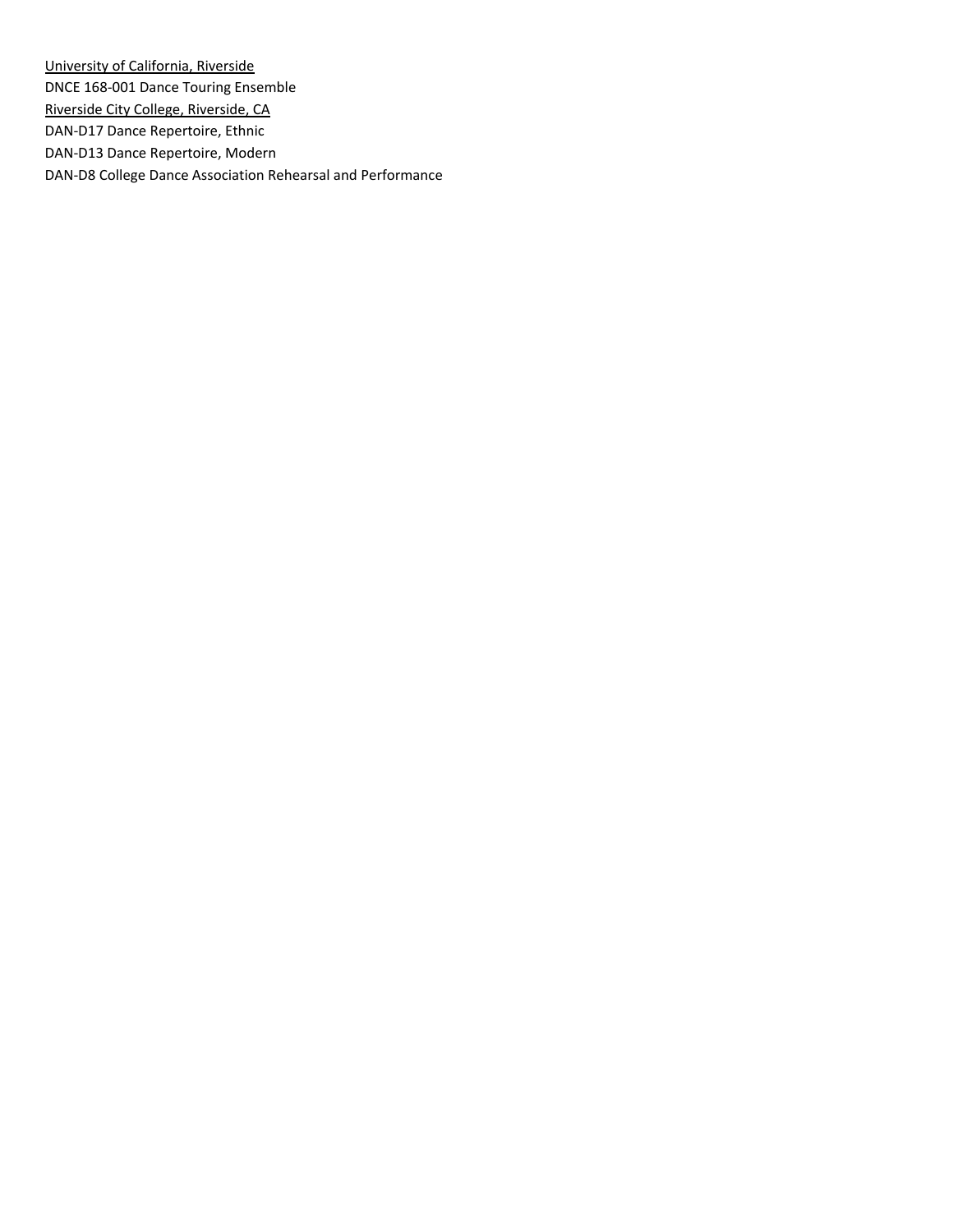<u>University of California, Riverside</u>

DNCE 168-001 Dance Touring Ensemble

<u>Riverside City College, Riverside, CA</u>

DAN-D17 Dance Repertoire, Ethnic

DAN-D13 Dance Repertoire, Modern

DAN-D8 College Dance Association Rehearsal and Performance